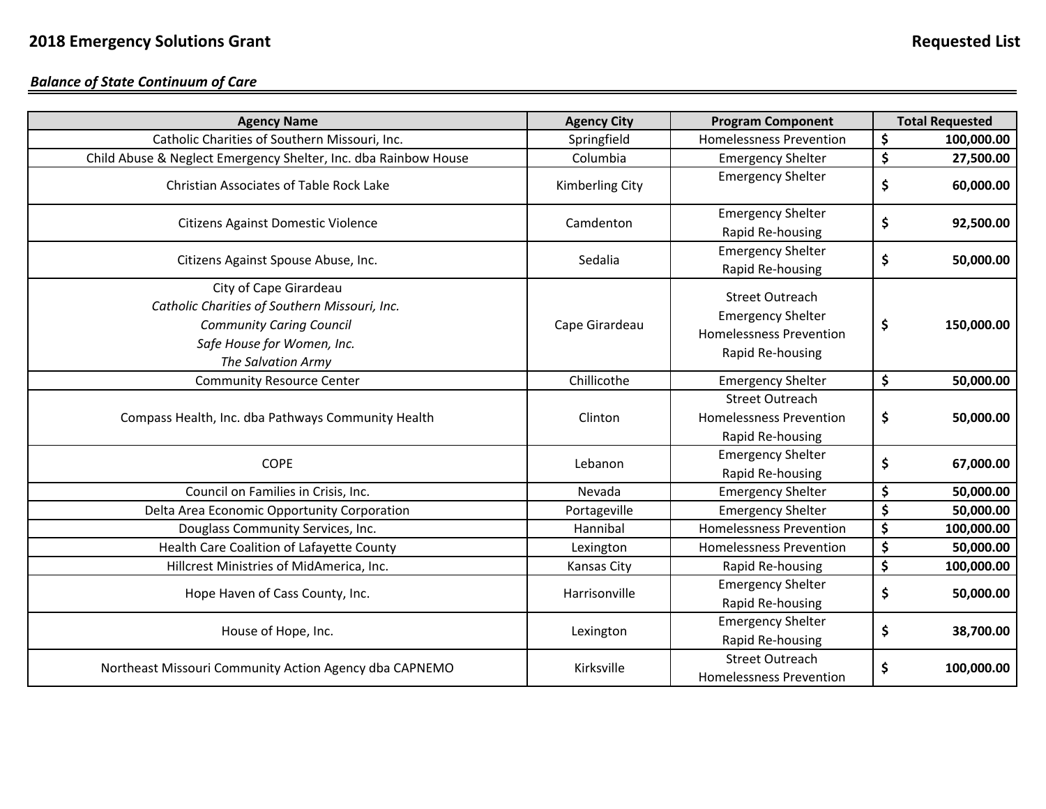# 2018 Emergency Solutions Grant

**Requested List**

***Balance of State Continuum of Care***

| Agency Name | Agency City | Program Component | Total Requested |
|---|---|---|---|
| Catholic Charities of Southern Missouri, Inc. | Springfield | Homelessness Prevention | **$ 100,000.00** |
| Child Abuse & Neglect Emergency Shelter, Inc. dba Rainbow House | Columbia | Emergency Shelter | **$ 27,500.00** |
| Christian Associates of Table Rock Lake | Kimberling City | Emergency Shelter | **$ 60,000.00** |
| Citizens Against Domestic Violence | Camdenton | Emergency Shelter<br>Rapid Re-housing | **$ 92,500.00** |
| Citizens Against Spouse Abuse, Inc. | Sedalia | Emergency Shelter<br>Rapid Re-housing | **$ 50,000.00** |
| City of Cape Girardeau<br>*Catholic Charities of Southern Missouri, Inc.*<br>*Community Caring Council*<br>*Safe House for Women, Inc.*<br>*The Salvation Army* | Cape Girardeau | Street Outreach<br>Emergency Shelter<br>Homelessness Prevention<br>Rapid Re-housing | **$ 150,000.00** |
| Community Resource Center | Chillicothe | Emergency Shelter | **$ 50,000.00** |
| Compass Health, Inc. dba Pathways Community Health | Clinton | Street Outreach<br>Homelessness Prevention<br>Rapid Re-housing | **$ 50,000.00** |
| COPE | Lebanon | Emergency Shelter<br>Rapid Re-housing | **$ 67,000.00** |
| Council on Families in Crisis, Inc. | Nevada | Emergency Shelter | **$ 50,000.00** |
| Delta Area Economic Opportunity Corporation | Portageville | Emergency Shelter | **$ 50,000.00** |
| Douglass Community Services, Inc. | Hannibal | Homelessness Prevention | **$ 100,000.00** |
| Health Care Coalition of Lafayette County | Lexington | Homelessness Prevention | **$ 50,000.00** |
| Hillcrest Ministries of MidAmerica, Inc. | Kansas City | Rapid Re-housing | **$ 100,000.00** |
| Hope Haven of Cass County, Inc. | Harrisonville | Emergency Shelter<br>Rapid Re-housing | **$ 50,000.00** |
| House of Hope, Inc. | Lexington | Emergency Shelter<br>Rapid Re-housing | **$ 38,700.00** |
| Northeast Missouri Community Action Agency dba CAPNEMO | Kirksville | Street Outreach<br>Homelessness Prevention | **$ 100,000.00** |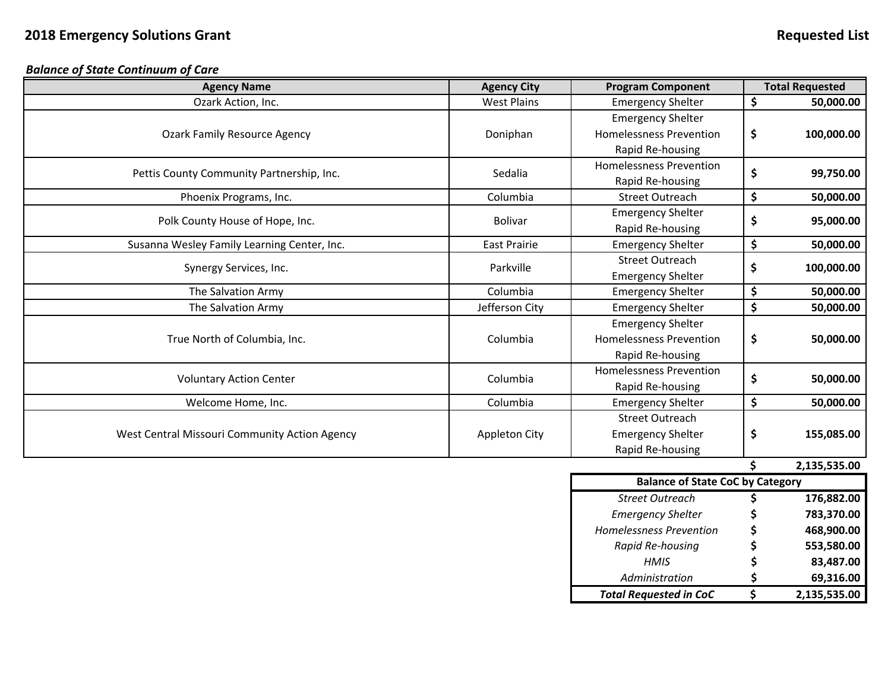**2018 Emergency Solutions Grant** **Requested List**

***Balance of State Continuum of Care***

| Agency Name | Agency City | Program Component | Total Requested |
|---|---|---|---|
| Ozark Action, Inc. | West Plains | Emergency Shelter | $ 50,000.00 |
| Ozark Family Resource Agency | Doniphan | Emergency Shelter<br>Homelessness Prevention<br>Rapid Re-housing | $ 100,000.00 |
| Pettis County Community Partnership, Inc. | Sedalia | Homelessness Prevention<br>Rapid Re-housing | $ 99,750.00 |
| Phoenix Programs, Inc. | Columbia | Street Outreach | $ 50,000.00 |
| Polk County House of Hope, Inc. | Bolivar | Emergency Shelter<br>Rapid Re-housing | $ 95,000.00 |
| Susanna Wesley Family Learning Center, Inc. | East Prairie | Emergency Shelter | $ 50,000.00 |
| Synergy Services, Inc. | Parkville | Street Outreach<br>Emergency Shelter | $ 100,000.00 |
| The Salvation Army | Columbia | Emergency Shelter | $ 50,000.00 |
| The Salvation Army | Jefferson City | Emergency Shelter | $ 50,000.00 |
| True North of Columbia, Inc. | Columbia | Emergency Shelter<br>Homelessness Prevention<br>Rapid Re-housing | $ 50,000.00 |
| Voluntary Action Center | Columbia | Homelessness Prevention<br>Rapid Re-housing | $ 50,000.00 |
| Welcome Home, Inc. | Columbia | Emergency Shelter | $ 50,000.00 |
| West Central Missouri Community Action Agency | Appleton City | Street Outreach<br>Emergency Shelter<br>Rapid Re-housing | $ 155,085.00 |
| | | | **$ 2,135,535.00** |

| Balance of State CoC by Category | |
|---|---|
| *Street Outreach* | $ 176,882.00 |
| *Emergency Shelter* | $ 783,370.00 |
| *Homelessness Prevention* | $ 468,900.00 |
| *Rapid Re-housing* | $ 553,580.00 |
| *HMIS* | $ 83,487.00 |
| *Administration* | $ 69,316.00 |
| ***Total Requested in CoC*** | **$ 2,135,535.00** |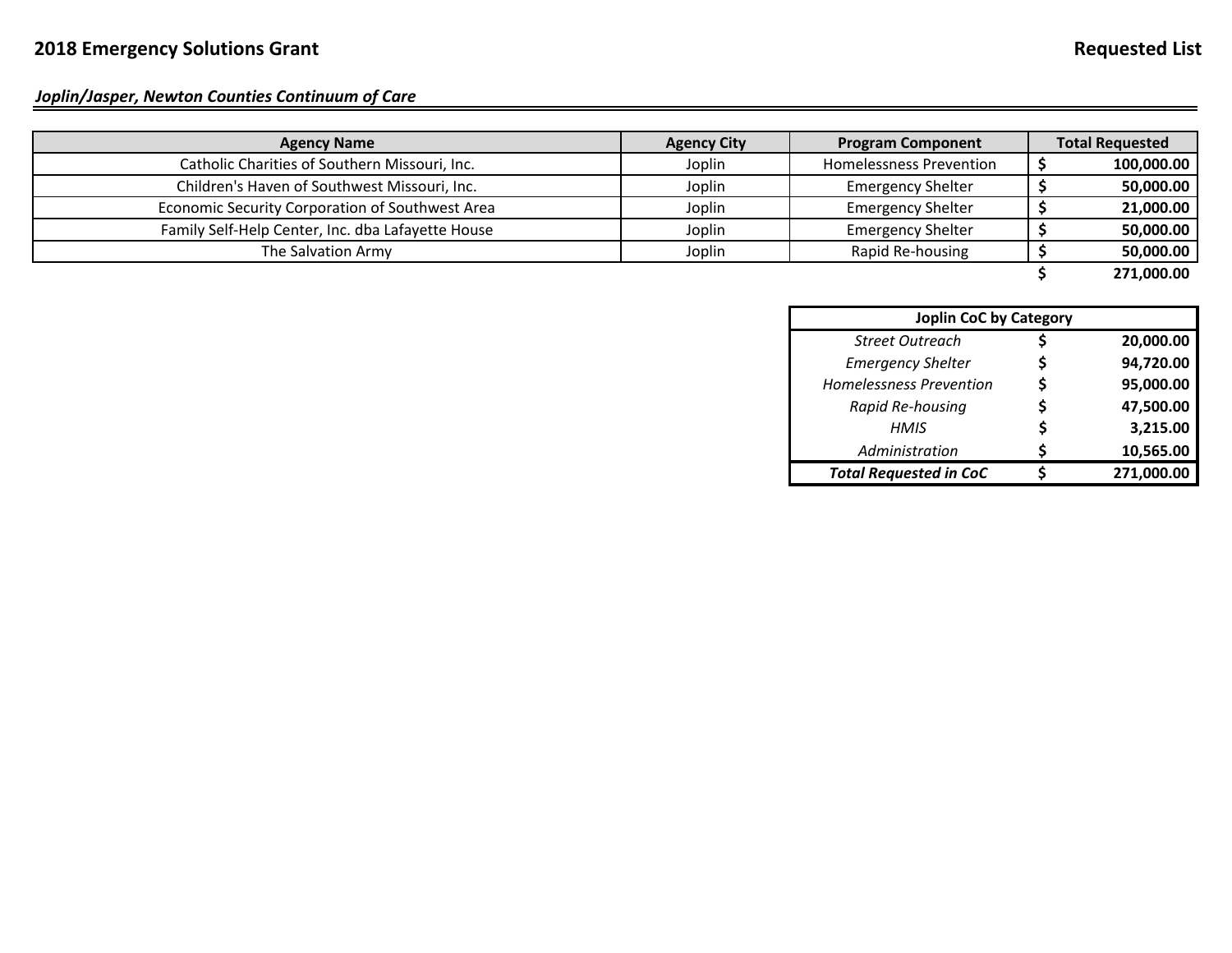# 2018 Emergency Solutions Grant

**Requested List**

***Joplin/Jasper, Newton Counties Continuum of Care***

| Agency Name | Agency City | Program Component | Total Requested |
|---|---|---|---|
| Catholic Charities of Southern Missouri, Inc. | Joplin | Homelessness Prevention | **$ 100,000.00** |
| Children's Haven of Southwest Missouri, Inc. | Joplin | Emergency Shelter | **$ 50,000.00** |
| Economic Security Corporation of Southwest Area | Joplin | Emergency Shelter | **$ 21,000.00** |
| Family Self-Help Center, Inc. dba Lafayette House | Joplin | Emergency Shelter | **$ 50,000.00** |
| The Salvation Army | Joplin | Rapid Re-housing | **$ 50,000.00** |
| | | | **$ 271,000.00** |

| Joplin CoC by Category | |
|---|---|
| *Street Outreach* | **$ 20,000.00** |
| *Emergency Shelter* | **$ 94,720.00** |
| *Homelessness Prevention* | **$ 95,000.00** |
| *Rapid Re-housing* | **$ 47,500.00** |
| *HMIS* | **$ 3,215.00** |
| *Administration* | **$ 10,565.00** |
| ***Total Requested in CoC*** | **$ 271,000.00** |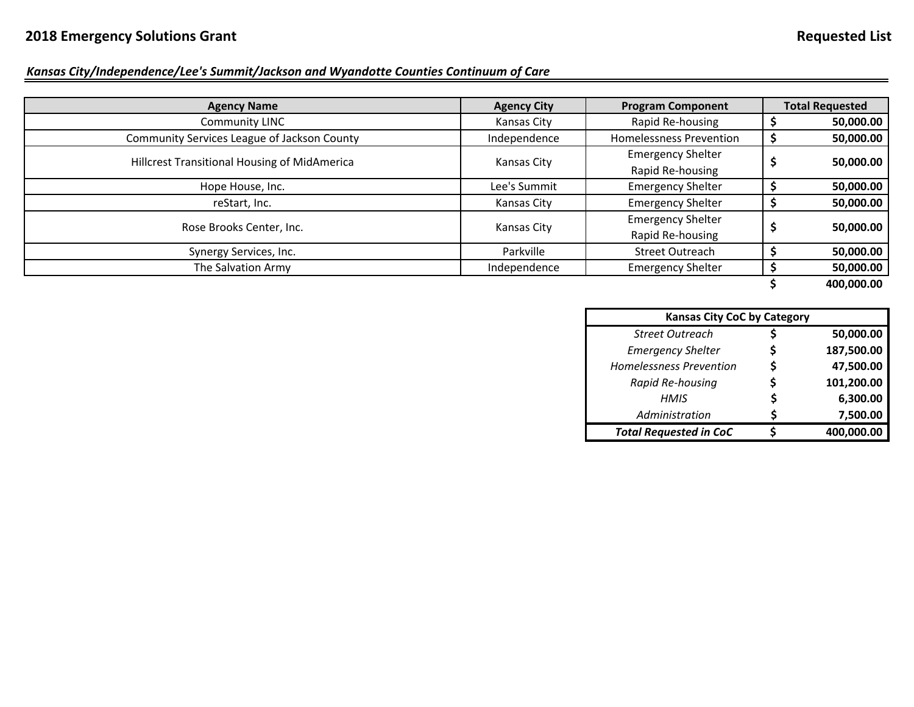## 2018 Emergency Solutions Grant

**Requested List**

***Kansas City/Independence/Lee's Summit/Jackson and Wyandotte Counties Continuum of Care***

| Agency Name | Agency City | Program Component | Total Requested |
|---|---|---|---|
| Community LINC | Kansas City | Rapid Re-housing | **$ 50,000.00** |
| Community Services League of Jackson County | Independence | Homelessness Prevention | **$ 50,000.00** |
| Hillcrest Transitional Housing of MidAmerica | Kansas City | Emergency Shelter<br>Rapid Re-housing | **$ 50,000.00** |
| Hope House, Inc. | Lee's Summit | Emergency Shelter | **$ 50,000.00** |
| reStart, Inc. | Kansas City | Emergency Shelter | **$ 50,000.00** |
| Rose Brooks Center, Inc. | Kansas City | Emergency Shelter<br>Rapid Re-housing | **$ 50,000.00** |
| Synergy Services, Inc. | Parkville | Street Outreach | **$ 50,000.00** |
| The Salvation Army | Independence | Emergency Shelter | **$ 50,000.00** |
| | | | **$ 400,000.00** |

| Kansas City CoC by Category | |
|---|---|
| *Street Outreach* | **$ 50,000.00** |
| *Emergency Shelter* | **$ 187,500.00** |
| *Homelessness Prevention* | **$ 47,500.00** |
| *Rapid Re-housing* | **$ 101,200.00** |
| *HMIS* | **$ 6,300.00** |
| *Administration* | **$ 7,500.00** |
| ***Total Requested in CoC*** | **$ 400,000.00** |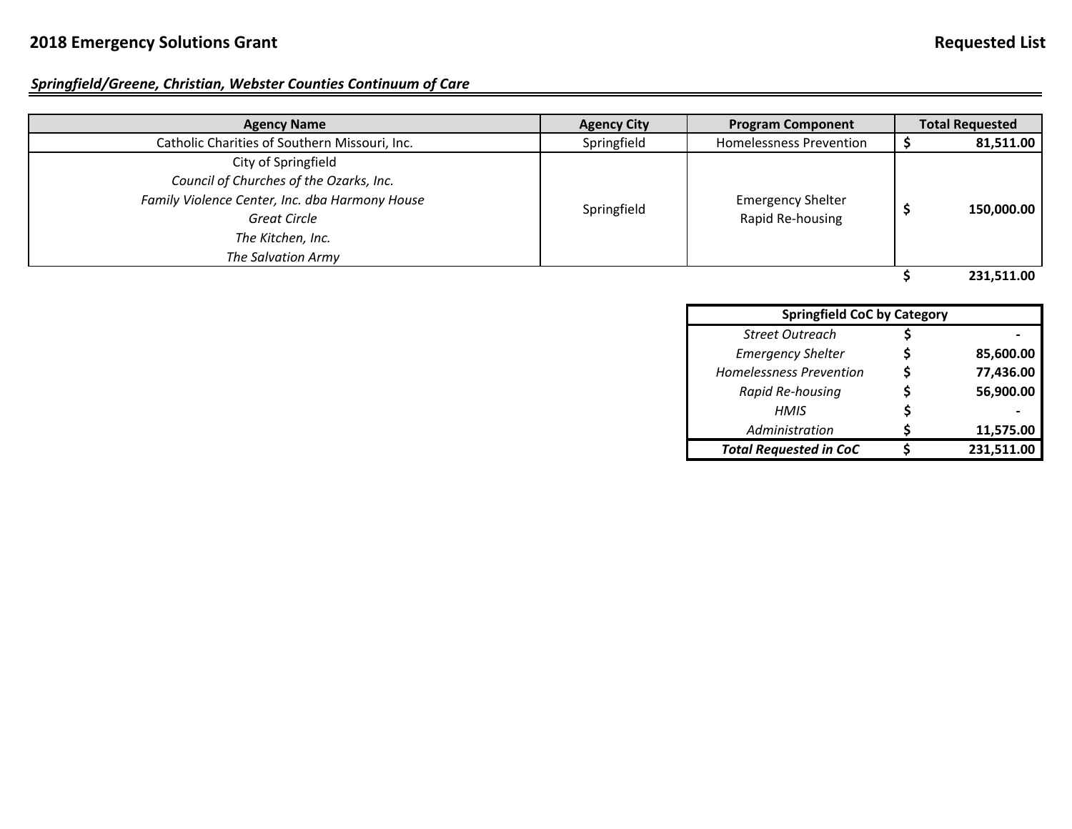## 2018 Emergency Solutions Grant

**Requested List**

***Springfield/Greene, Christian, Webster Counties Continuum of Care***

| Agency Name | Agency City | Program Component | Total Requested |
|---|---|---|---|
| Catholic Charities of Southern Missouri, Inc. | Springfield | Homelessness Prevention | **$ 81,511.00** |
| City of Springfield<br>*Council of Churches of the Ozarks, Inc.*<br>*Family Violence Center, Inc. dba Harmony House*<br>*Great Circle*<br>*The Kitchen, Inc.*<br>*The Salvation Army* | Springfield | Emergency Shelter<br>Rapid Re-housing | **$ 150,000.00** |
| | | | **$ 231,511.00** |

| Springfield CoC by Category | |
|---|---|
| *Street Outreach* | **$ -** |
| *Emergency Shelter* | **$ 85,600.00** |
| *Homelessness Prevention* | **$ 77,436.00** |
| *Rapid Re-housing* | **$ 56,900.00** |
| *HMIS* | **$ -** |
| *Administration* | **$ 11,575.00** |
| ***Total Requested in CoC*** | **$ 231,511.00** |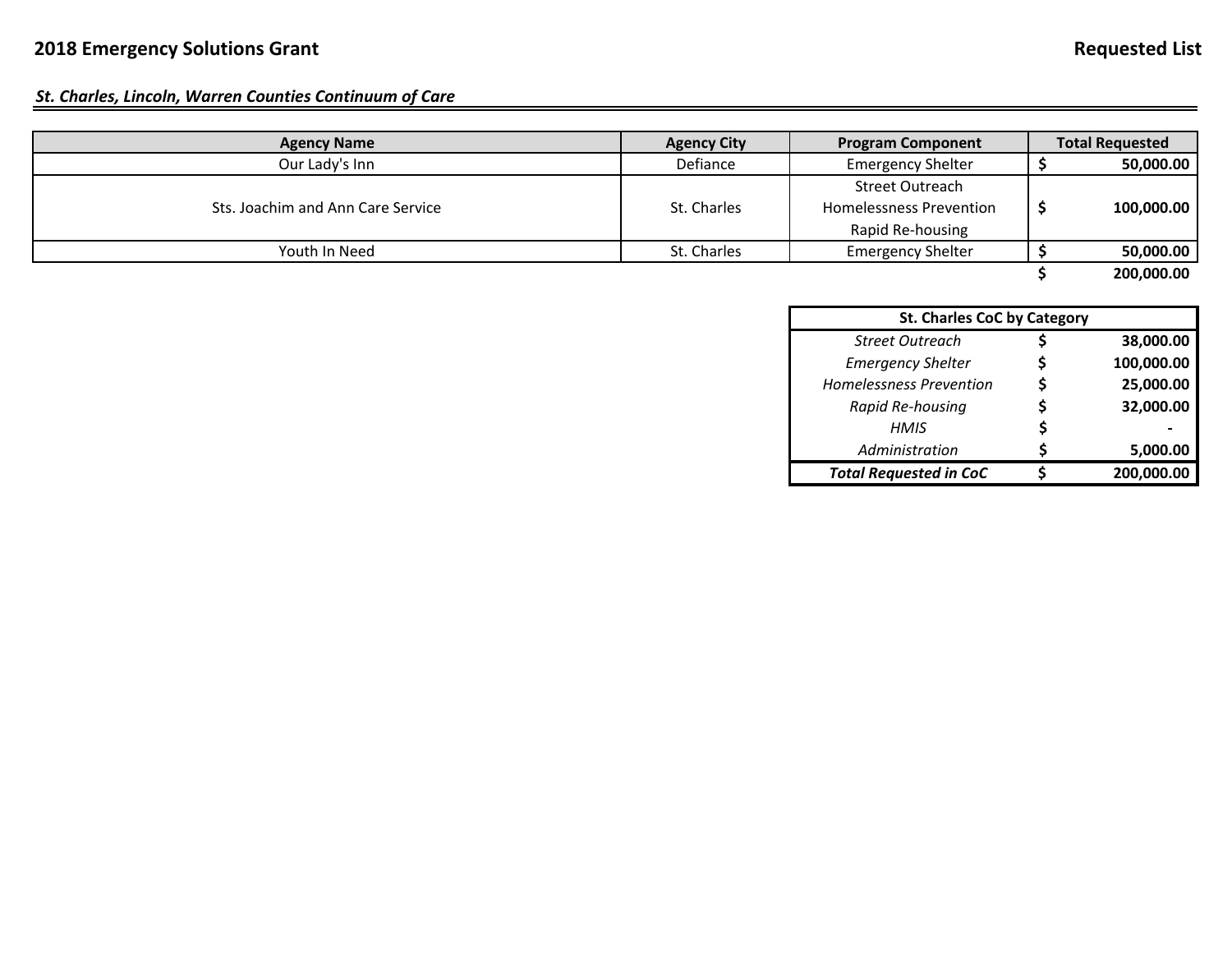# 2018 Emergency Solutions Grant

**Requested List**

***St. Charles, Lincoln, Warren Counties Continuum of Care***

| Agency Name | Agency City | Program Component | Total Requested |
|---|---|---|---|
| Our Lady's Inn | Defiance | Emergency Shelter | $ 50,000.00 |
| Sts. Joachim and Ann Care Service | St. Charles | Street Outreach<br>Homelessness Prevention<br>Rapid Re-housing | $ 100,000.00 |
| Youth In Need | St. Charles | Emergency Shelter | $ 50,000.00 |
| | | | **$ 200,000.00** |

| St. Charles CoC by Category | |
|---|---|
| *Street Outreach* | **$ 38,000.00** |
| *Emergency Shelter* | **$ 100,000.00** |
| *Homelessness Prevention* | **$ 25,000.00** |
| *Rapid Re-housing* | **$ 32,000.00** |
| *HMIS* | **$ -** |
| *Administration* | **$ 5,000.00** |
| ***Total Requested in CoC*** | **$ 200,000.00** |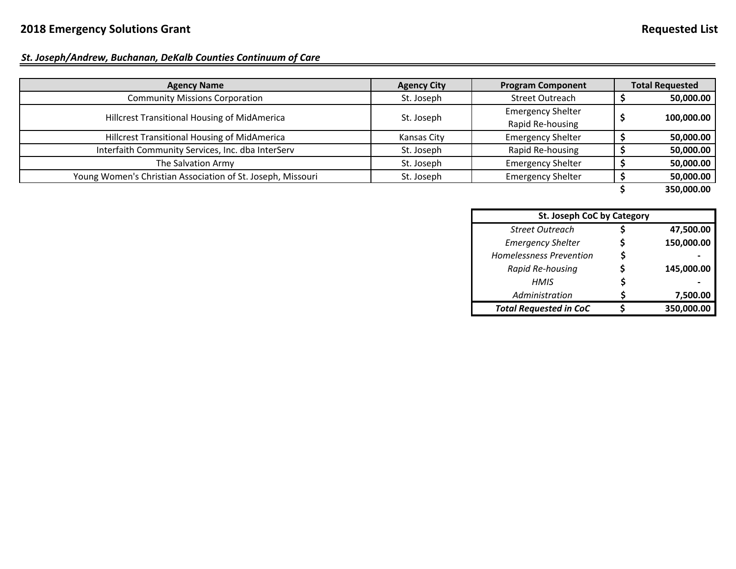# 2018 Emergency Solutions Grant

**Requested List**

## *St. Joseph/Andrew, Buchanan, DeKalb Counties Continuum of Care*

| Agency Name | Agency City | Program Component | Total Requested |
|---|---|---|---|
| Community Missions Corporation | St. Joseph | Street Outreach | $ 50,000.00 |
| Hillcrest Transitional Housing of MidAmerica | St. Joseph | Emergency Shelter<br>Rapid Re-housing | $ 100,000.00 |
| Hillcrest Transitional Housing of MidAmerica | Kansas City | Emergency Shelter | $ 50,000.00 |
| Interfaith Community Services, Inc. dba InterServ | St. Joseph | Rapid Re-housing | $ 50,000.00 |
| The Salvation Army | St. Joseph | Emergency Shelter | $ 50,000.00 |
| Young Women's Christian Association of St. Joseph, Missouri | St. Joseph | Emergency Shelter | $ 50,000.00 |
| | | | $ 350,000.00 |

| St. Joseph CoC by Category | |
|---|---|
| *Street Outreach* | $ 47,500.00 |
| *Emergency Shelter* | $ 150,000.00 |
| *Homelessness Prevention* | $ - |
| *Rapid Re-housing* | $ 145,000.00 |
| *HMIS* | $ - |
| *Administration* | $ 7,500.00 |
| ***Total Requested in CoC*** | **$ 350,000.00** |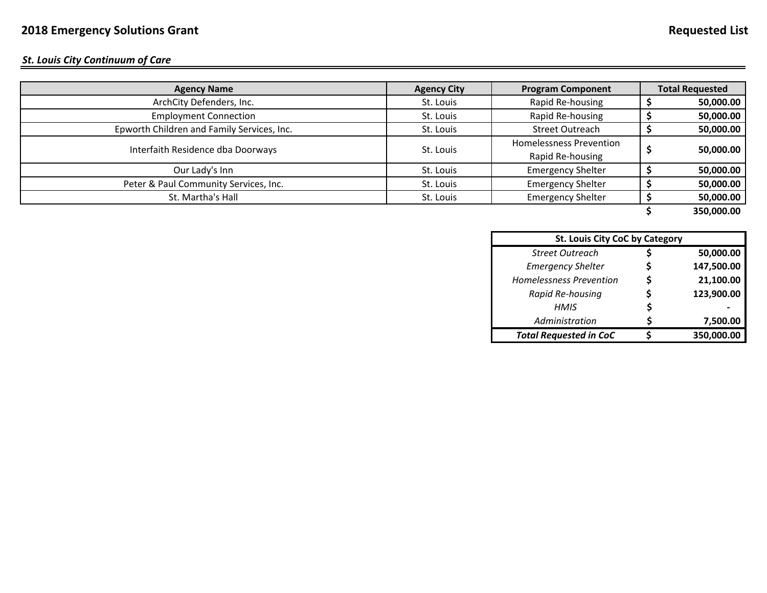## 2018 Emergency Solutions Grant

**Requested List**

***St. Louis City Continuum of Care***

| Agency Name | Agency City | Program Component | Total Requested |
|---|---|---|---|
| ArchCity Defenders, Inc. | St. Louis | Rapid Re-housing | $ 50,000.00 |
| Employment Connection | St. Louis | Rapid Re-housing | $ 50,000.00 |
| Epworth Children and Family Services, Inc. | St. Louis | Street Outreach | $ 50,000.00 |
| Interfaith Residence dba Doorways | St. Louis | Homelessness Prevention<br>Rapid Re-housing | $ 50,000.00 |
| Our Lady's Inn | St. Louis | Emergency Shelter | $ 50,000.00 |
| Peter & Paul Community Services, Inc. | St. Louis | Emergency Shelter | $ 50,000.00 |
| St. Martha's Hall | St. Louis | Emergency Shelter | $ 50,000.00 |
| | | | **$ 350,000.00** |

| St. Louis City CoC by Category | |
|---|---|
| *Street Outreach* | $ 50,000.00 |
| *Emergency Shelter* | $ 147,500.00 |
| *Homelessness Prevention* | $ 21,100.00 |
| *Rapid Re-housing* | $ 123,900.00 |
| *HMIS* | $ - |
| *Administration* | $ 7,500.00 |
| ***Total Requested in CoC*** | **$ 350,000.00** |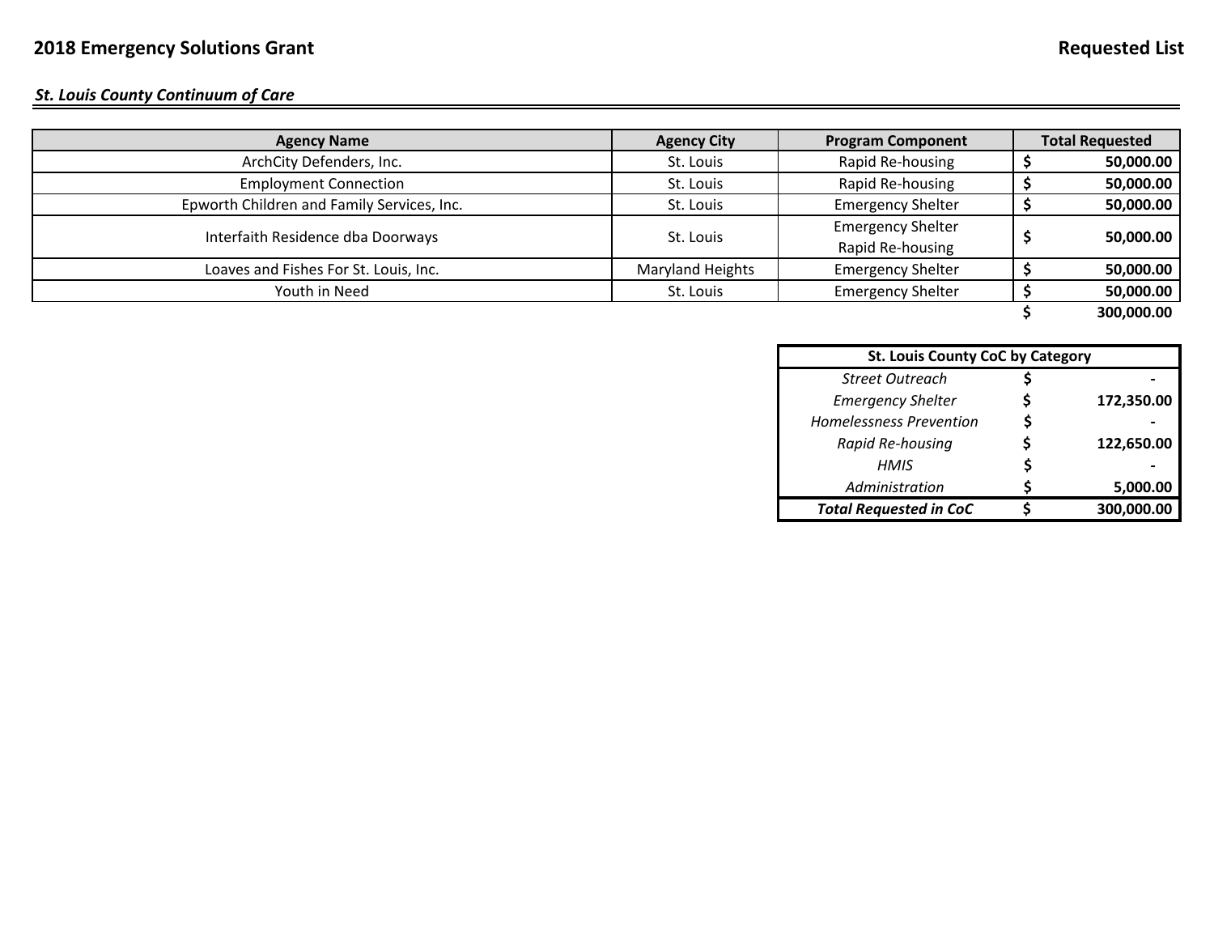# 2018 Emergency Solutions Grant

**Requested List**

## *St. Louis County Continuum of Care*

| Agency Name | Agency City | Program Component | Total Requested |
|---|---|---|---|
| ArchCity Defenders, Inc. | St. Louis | Rapid Re-housing | **$ 50,000.00** |
| Employment Connection | St. Louis | Rapid Re-housing | **$ 50,000.00** |
| Epworth Children and Family Services, Inc. | St. Louis | Emergency Shelter | **$ 50,000.00** |
| Interfaith Residence dba Doorways | St. Louis | Emergency Shelter<br>Rapid Re-housing | **$ 50,000.00** |
| Loaves and Fishes For St. Louis, Inc. | Maryland Heights | Emergency Shelter | **$ 50,000.00** |
| Youth in Need | St. Louis | Emergency Shelter | **$ 50,000.00** |
| | | | **$ 300,000.00** |

| St. Louis County CoC by Category | |
|---|---|
| *Street Outreach* | **$ -** |
| *Emergency Shelter* | **$ 172,350.00** |
| *Homelessness Prevention* | **$ -** |
| *Rapid Re-housing* | **$ 122,650.00** |
| *HMIS* | **$ -** |
| *Administration* | **$ 5,000.00** |
| ***Total Requested in CoC*** | **$ 300,000.00** |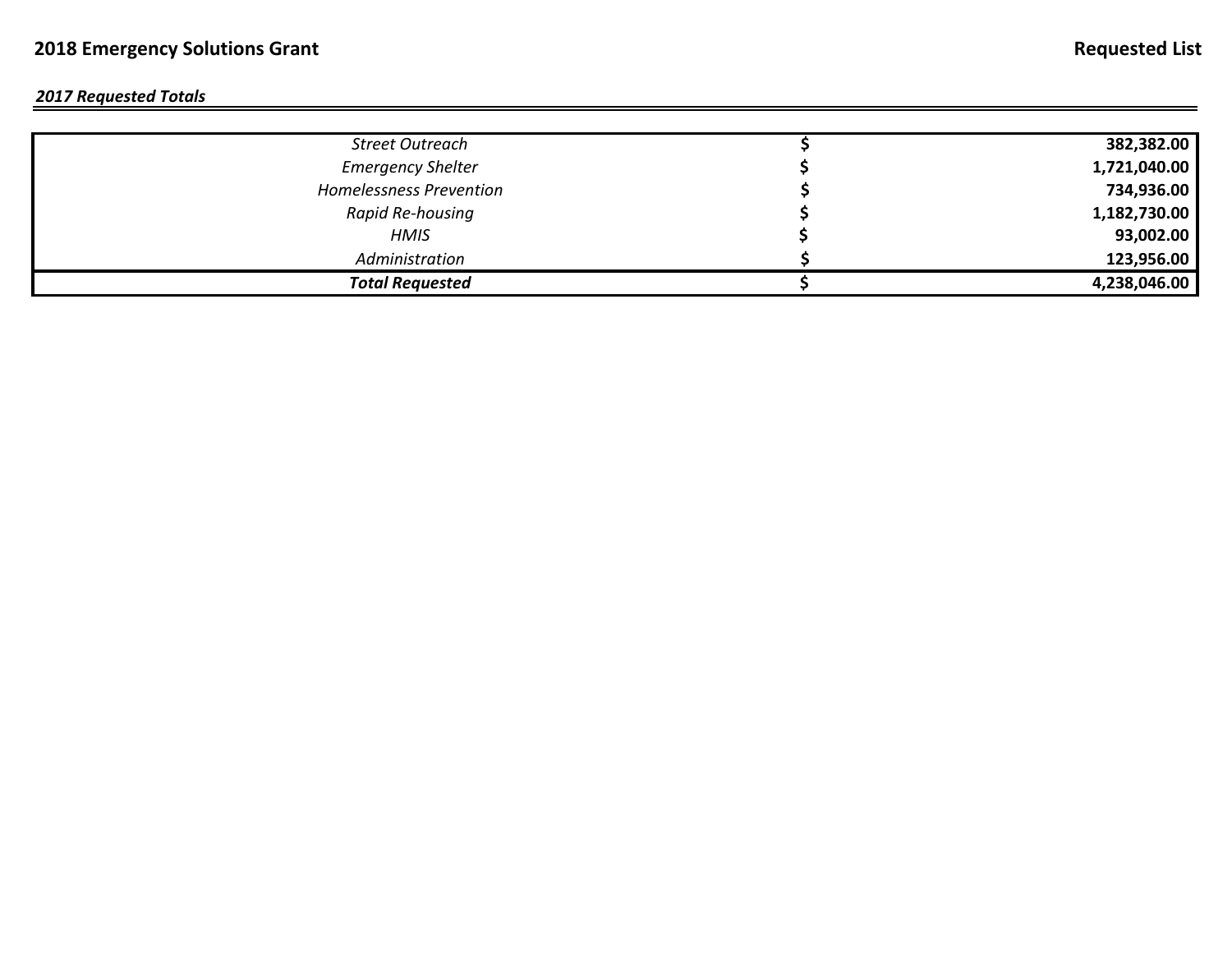## 2018 Emergency Solutions Grant

**Requested List**

***2017 Requested Totals***

| | | |
|---|---|---|
| *Street Outreach* | $ | **382,382.00** |
| *Emergency Shelter* | $ | **1,721,040.00** |
| *Homelessness Prevention* | $ | **734,936.00** |
| *Rapid Re-housing* | $ | **1,182,730.00** |
| *HMIS* | $ | **93,002.00** |
| *Administration* | $ | **123,956.00** |
| ***Total Requested*** | **$** | **4,238,046.00** |